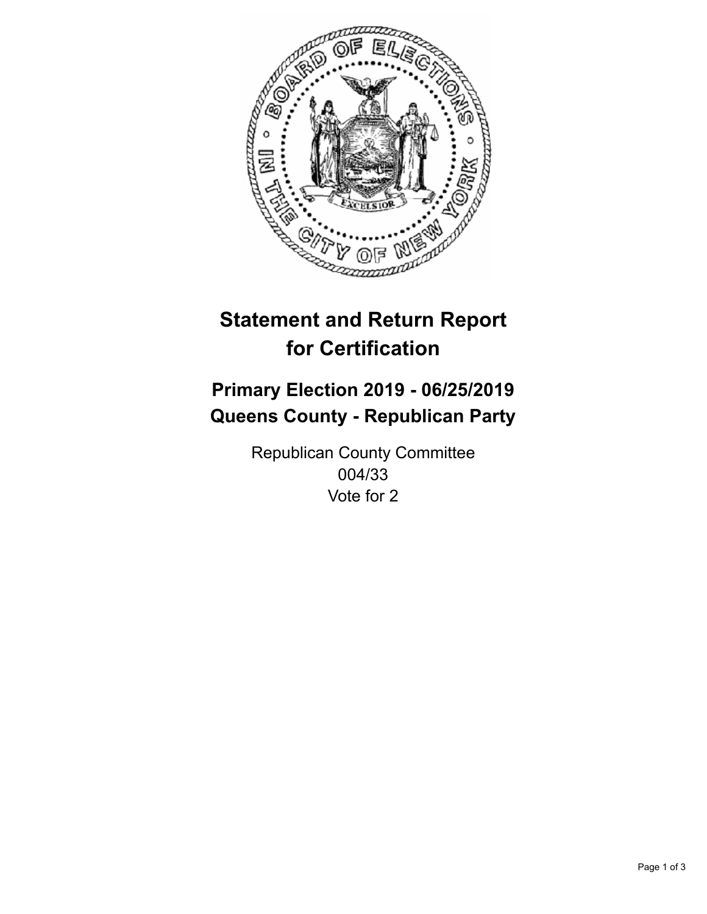# Statement and Return Report for Certification

## Primary Election 2019 - 06/25/2019
## Queens County - Republican Party

Republican County Committee
004/33
Vote for 2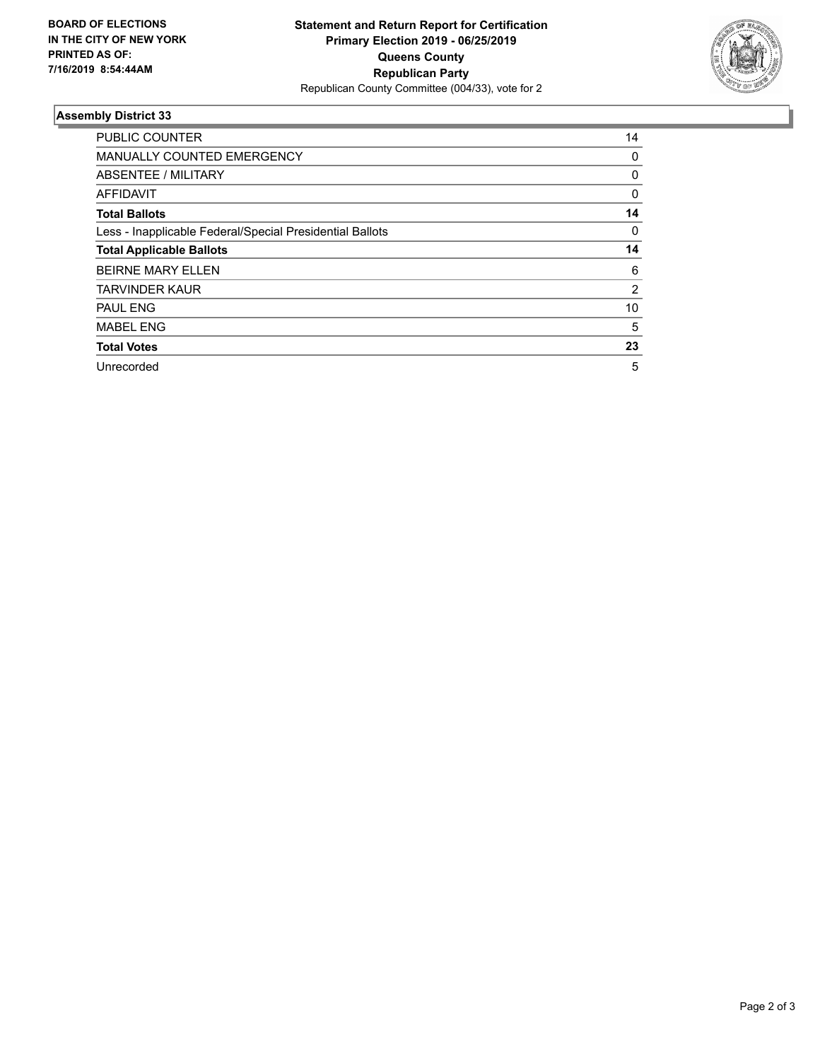**BOARD OF ELECTIONS IN THE CITY OF NEW YORK PRINTED AS OF: 7/16/2019 8:54:44AM**

**Statement and Return Report for Certification**
**Primary Election 2019 - 06/25/2019**
**Queens County**
**Republican Party**
Republican County Committee (004/33), vote for 2

### Assembly District 33

| | |
|---|---|
| PUBLIC COUNTER | 14 |
| MANUALLY COUNTED EMERGENCY | 0 |
| ABSENTEE / MILITARY | 0 |
| AFFIDAVIT | 0 |
| **Total Ballots** | **14** |
| Less - Inapplicable Federal/Special Presidential Ballots | 0 |
| **Total Applicable Ballots** | **14** |
| BEIRNE MARY ELLEN | 6 |
| TARVINDER KAUR | 2 |
| PAUL ENG | 10 |
| MABEL ENG | 5 |
| **Total Votes** | **23** |
| Unrecorded | 5 |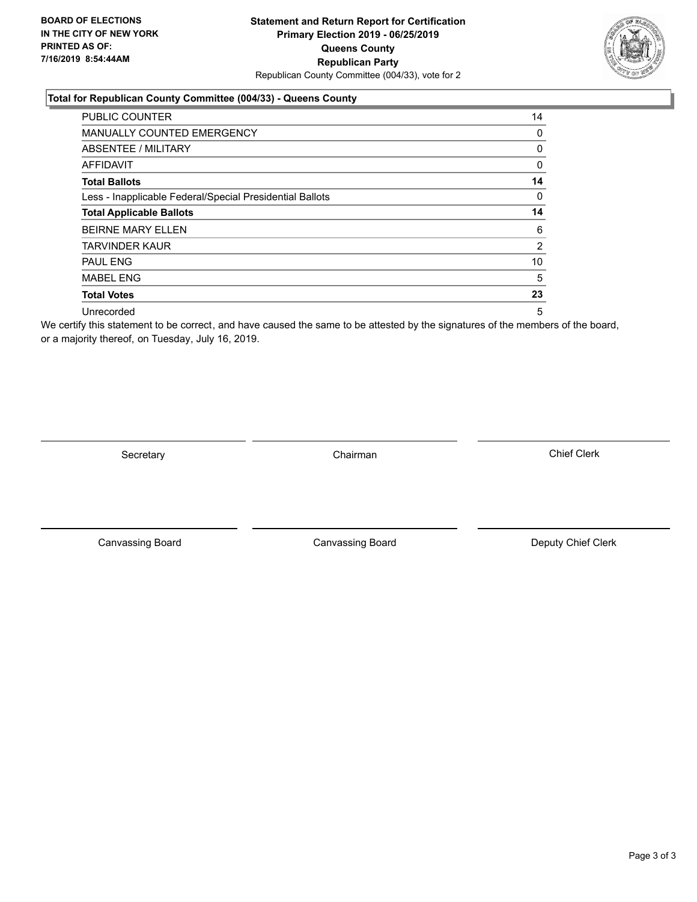**BOARD OF ELECTIONS IN THE CITY OF NEW YORK PRINTED AS OF: 7/16/2019 8:54:44AM**

**Statement and Return Report for Certification Primary Election 2019 - 06/25/2019 Queens County Republican Party**

Republican County Committee (004/33), vote for 2

**Total for Republican County Committee (004/33) - Queens County**

| | |
|---|---|
| PUBLIC COUNTER | 14 |
| MANUALLY COUNTED EMERGENCY | 0 |
| ABSENTEE / MILITARY | 0 |
| AFFIDAVIT | 0 |
| **Total Ballots** | **14** |
| Less - Inapplicable Federal/Special Presidential Ballots | 0 |
| **Total Applicable Ballots** | **14** |
| BEIRNE MARY ELLEN | 6 |
| TARVINDER KAUR | 2 |
| PAUL ENG | 10 |
| MABEL ENG | 5 |
| **Total Votes** | **23** |
| Unrecorded | 5 |

We certify this statement to be correct, and have caused the same to be attested by the signatures of the members of the board, or a majority thereof, on Tuesday, July 16, 2019.

Secretary

Chairman

Chief Clerk

Canvassing Board

Canvassing Board

Deputy Chief Clerk